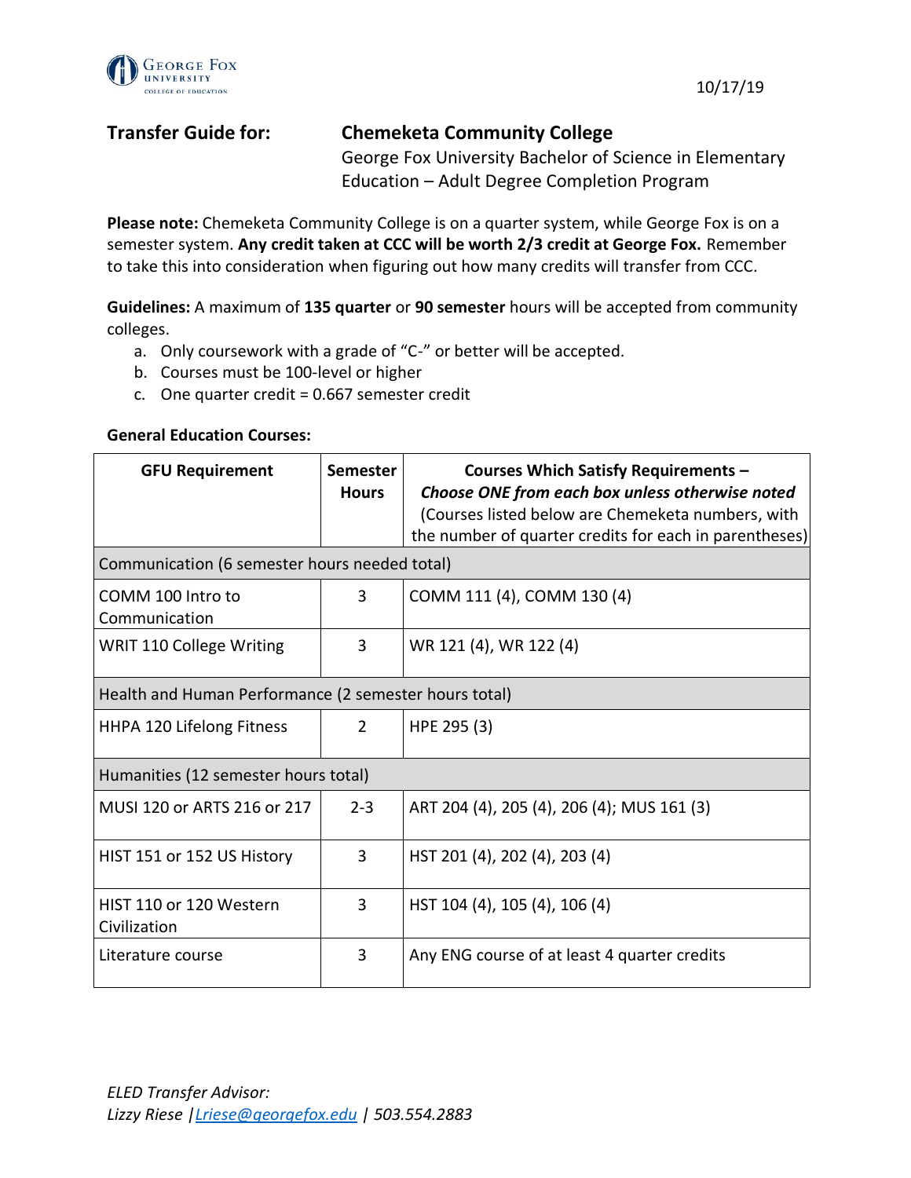10/17/19

**Transfer Guide for:** **Chemeketa Community College**
George Fox University Bachelor of Science in Elementary Education – Adult Degree Completion Program

**Please note:** Chemeketa Community College is on a quarter system, while George Fox is on a semester system. **Any credit taken at CCC will be worth 2/3 credit at George Fox.** Remember to take this into consideration when figuring out how many credits will transfer from CCC.

**Guidelines:** A maximum of **135 quarter** or **90 semester** hours will be accepted from community colleges.

a. Only coursework with a grade of "C-" or better will be accepted.
b. Courses must be 100-level or higher
c. One quarter credit = 0.667 semester credit

**General Education Courses:**

| GFU Requirement | Semester Hours | Courses Which Satisfy Requirements – ***Choose ONE from each box unless otherwise noted*** (Courses listed below are Chemeketa numbers, with the number of quarter credits for each in parentheses) |
|---|---|---|
| Communication (6 semester hours needed total) | | |
| COMM 100 Intro to Communication | 3 | COMM 111 (4), COMM 130 (4) |
| WRIT 110 College Writing | 3 | WR 121 (4), WR 122 (4) |
| Health and Human Performance (2 semester hours total) | | |
| HHPA 120 Lifelong Fitness | 2 | HPE 295 (3) |
| Humanities (12 semester hours total) | | |
| MUSI 120 or ARTS 216 or 217 | 2-3 | ART 204 (4), 205 (4), 206 (4); MUS 161 (3) |
| HIST 151 or 152 US History | 3 | HST 201 (4), 202 (4), 203 (4) |
| HIST 110 or 120 Western Civilization | 3 | HST 104 (4), 105 (4), 106 (4) |
| Literature course | 3 | Any ENG course of at least 4 quarter credits |

*ELED Transfer Advisor:*
*Lizzy Riese | Lriese@georgefox.edu | 503.554.2883*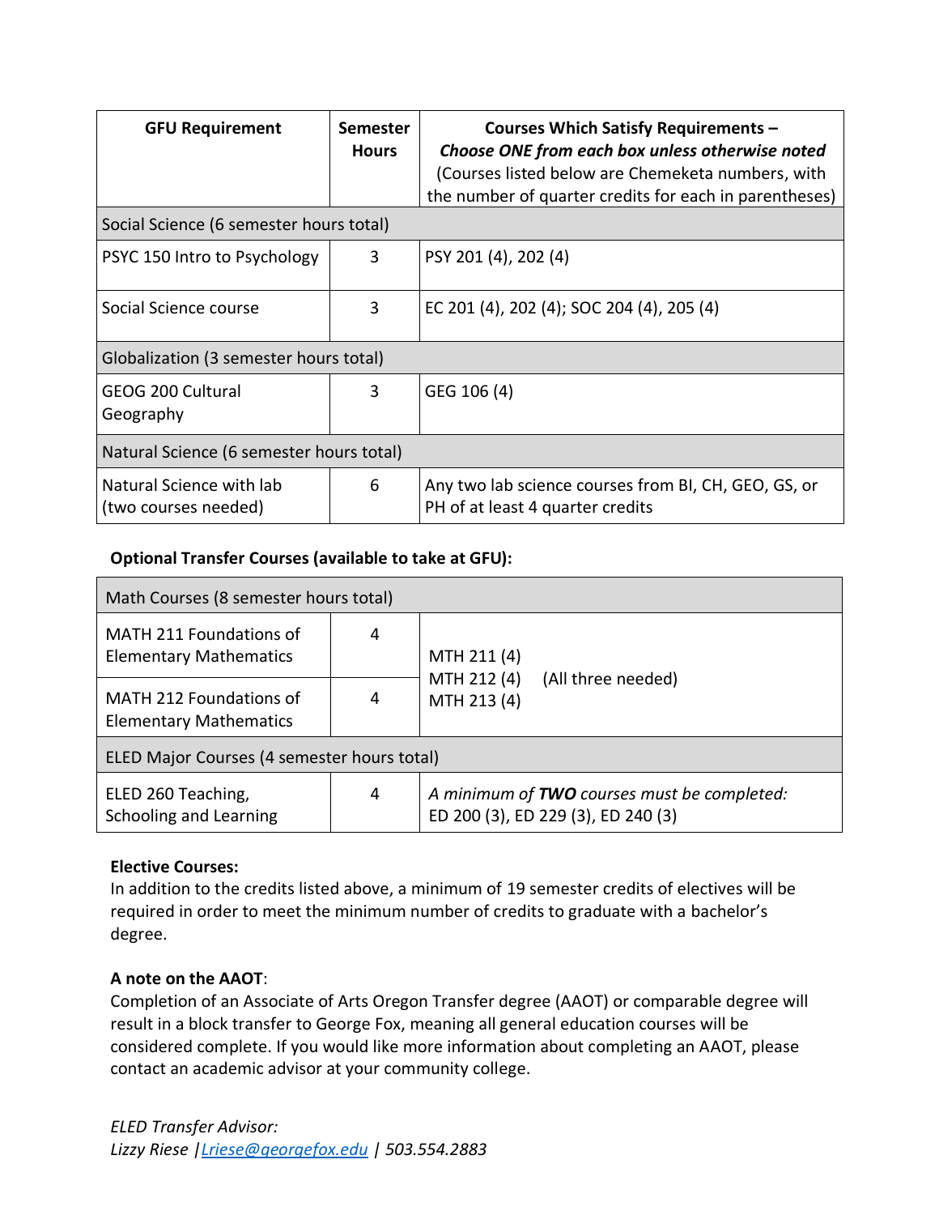| GFU Requirement | Semester Hours | Courses Which Satisfy Requirements – ***Choose ONE from each box unless otherwise noted*** (Courses listed below are Chemeketa numbers, with the number of quarter credits for each in parentheses) |
|---|---|---|
| Social Science (6 semester hours total) | | |
| PSYC 150 Intro to Psychology | 3 | PSY 201 (4), 202 (4) |
| Social Science course | 3 | EC 201 (4), 202 (4); SOC 204 (4), 205 (4) |
| Globalization (3 semester hours total) | | |
| GEOG 200 Cultural Geography | 3 | GEG 106 (4) |
| Natural Science (6 semester hours total) | | |
| Natural Science with lab (two courses needed) | 6 | Any two lab science courses from BI, CH, GEO, GS, or PH of at least 4 quarter credits |

**Optional Transfer Courses (available to take at GFU):**

| | | |
|---|---|---|
| Math Courses (8 semester hours total) | | |
| MATH 211 Foundations of Elementary Mathematics | 4 | MTH 211 (4) MTH 212 (4) MTH 213 (4) (All three needed) |
| MATH 212 Foundations of Elementary Mathematics | 4 | |
| ELED Major Courses (4 semester hours total) | | |
| ELED 260 Teaching, Schooling and Learning | 4 | *A minimum of **TWO** courses must be completed:* ED 200 (3), ED 229 (3), ED 240 (3) |

**Elective Courses:**
In addition to the credits listed above, a minimum of 19 semester credits of electives will be required in order to meet the minimum number of credits to graduate with a bachelor's degree.

**A note on the AAOT**:
Completion of an Associate of Arts Oregon Transfer degree (AAOT) or comparable degree will result in a block transfer to George Fox, meaning all general education courses will be considered complete. If you would like more information about completing an AAOT, please contact an academic advisor at your community college.

*ELED Transfer Advisor:*
*Lizzy Riese | Lriese@georgefox.edu | 503.554.2883*